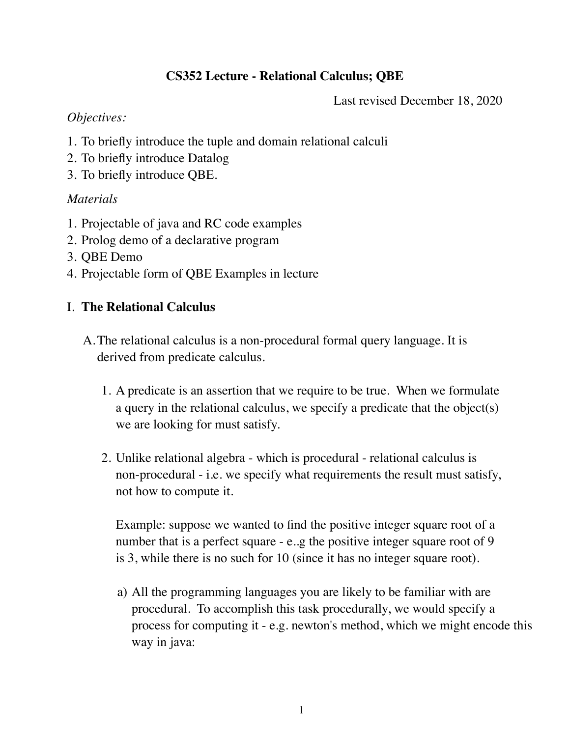# CS352 Lecture - Relational Calculus; QBE

Last revised December 18, 2020

*Objectives:*

1. To briefly introduce the tuple and domain relational calculi
2. To briefly introduce Datalog
3. To briefly introduce QBE.

*Materials*

1. Projectable of java and RC code examples
2. Prolog demo of a declarative program
3. QBE Demo
4. Projectable form of QBE Examples in lecture

## I. The Relational Calculus

A. The relational calculus is a non-procedural formal query language. It is derived from predicate calculus.

1. A predicate is an assertion that we require to be true. When we formulate a query in the relational calculus, we specify a predicate that the object(s) we are looking for must satisfy.

2. Unlike relational algebra - which is procedural - relational calculus is non-procedural - i.e. we specify what requirements the result must satisfy, not how to compute it.

   Example: suppose we wanted to find the positive integer square root of a number that is a perfect square - e..g the positive integer square root of 9 is 3, while there is no such for 10 (since it has no integer square root).

   a) All the programming languages you are likely to be familiar with are procedural. To accomplish this task procedurally, we would specify a process for computing it - e.g. newton's method, which we might encode this way in java: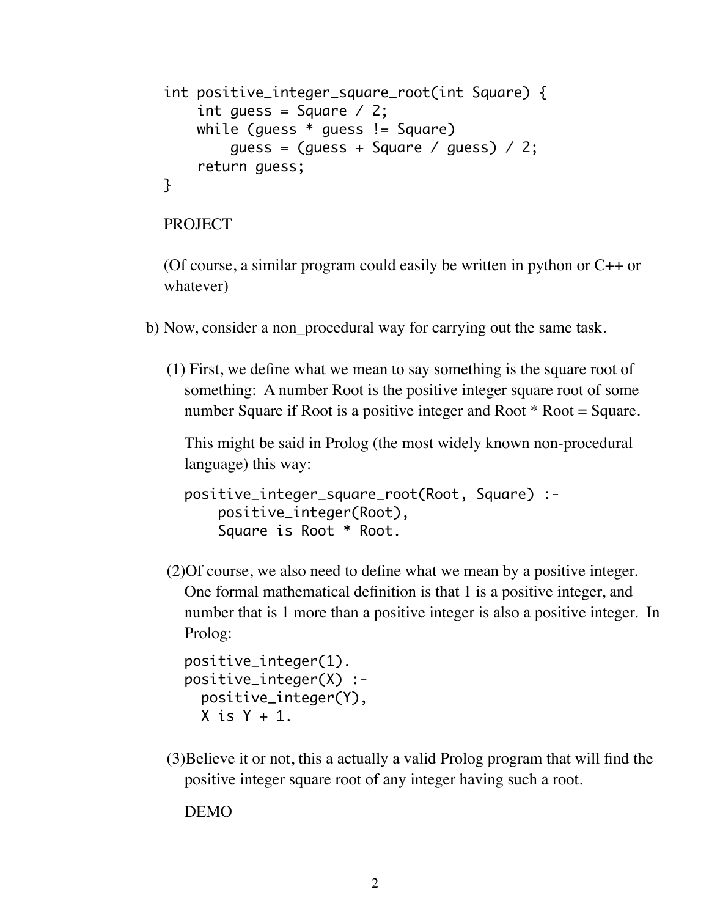```
int positive_integer_square_root(int Square) {
    int guess = Square / 2;
    while (guess * guess != Square)
        guess = (guess + Square / guess) / 2;
    return guess;
}
```

PROJECT

(Of course, a similar program could easily be written in python or C++ or whatever)

b) Now, consider a non_procedural way for carrying out the same task.

(1) First, we define what we mean to say something is the square root of something: A number Root is the positive integer square root of some number Square if Root is a positive integer and Root * Root = Square.

This might be said in Prolog (the most widely known non-procedural language) this way:

```
positive_integer_square_root(Root, Square) :-
    positive_integer(Root),
    Square is Root * Root.
```

(2)Of course, we also need to define what we mean by a positive integer. One formal mathematical definition is that 1 is a positive integer, and number that is 1 more than a positive integer is also a positive integer. In Prolog:

```
positive_integer(1).
positive_integer(X) :-
  positive_integer(Y),
  X is Y + 1.
```

(3)Believe it or not, this a actually a valid Prolog program that will find the positive integer square root of any integer having such a root.

DEMO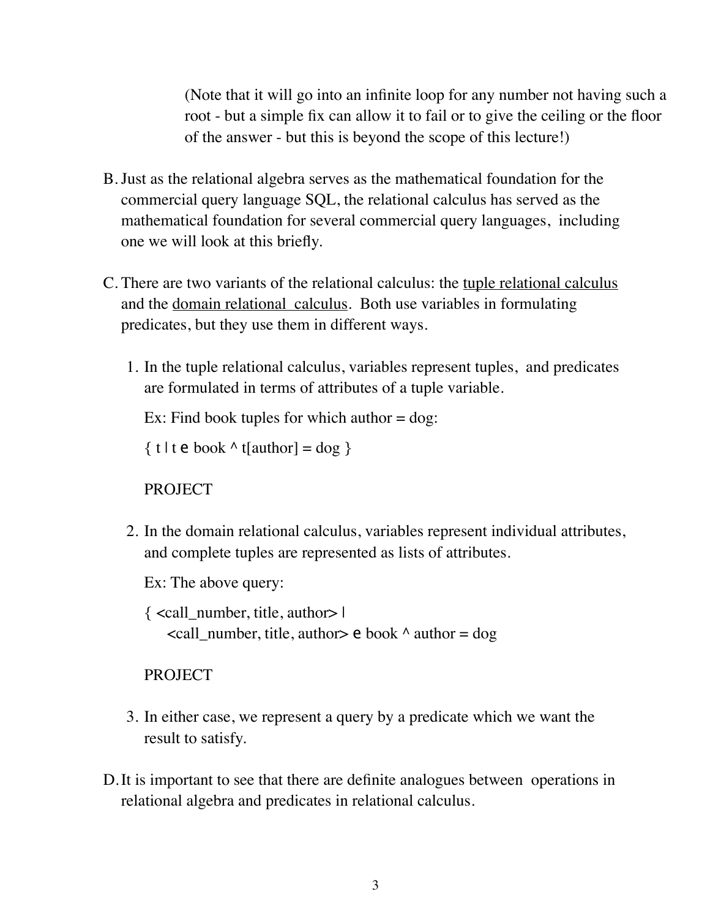(Note that it will go into an infinite loop for any number not having such a root - but a simple fix can allow it to fail or to give the ceiling or the floor of the answer - but this is beyond the scope of this lecture!)

B. Just as the relational algebra serves as the mathematical foundation for the commercial query language SQL, the relational calculus has served as the mathematical foundation for several commercial query languages, including one we will look at this briefly.

C. There are two variants of the relational calculus: the <u>tuple relational calculus</u> and the <u>domain relational calculus</u>. Both use variables in formulating predicates, but they use them in different ways.

   1. In the tuple relational calculus, variables represent tuples, and predicates are formulated in terms of attributes of a tuple variable.

      Ex: Find book tuples for which author = dog:

      { t | t e book ^ t[author] = dog }

      PROJECT

   2. In the domain relational calculus, variables represent individual attributes, and complete tuples are represented as lists of attributes.

      Ex: The above query:

      { <call_number, title, author> |
          <call_number, title, author> e book ^ author = dog

      PROJECT

   3. In either case, we represent a query by a predicate which we want the result to satisfy.

D. It is important to see that there are definite analogues between operations in relational algebra and predicates in relational calculus.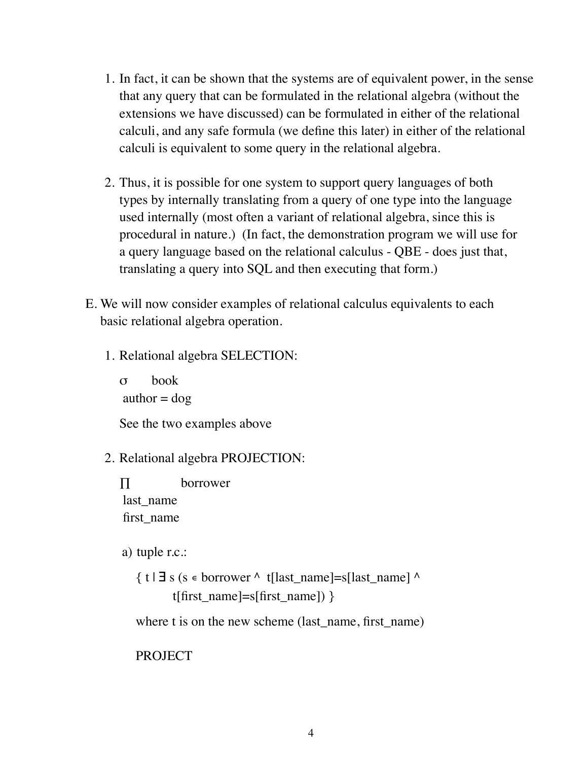1. In fact, it can be shown that the systems are of equivalent power, in the sense that any query that can be formulated in the relational algebra (without the extensions we have discussed) can be formulated in either of the relational calculi, and any safe formula (we define this later) in either of the relational calculi is equivalent to some query in the relational algebra.

2. Thus, it is possible for one system to support query languages of both types by internally translating from a query of one type into the language used internally (most often a variant of relational algebra, since this is procedural in nature.) (In fact, the demonstration program we will use for a query language based on the relational calculus - QBE - does just that, translating a query into SQL and then executing that form.)

E. We will now consider examples of relational calculus equivalents to each basic relational algebra operation.

1. Relational algebra SELECTION:

   $\sigma_{\text{author = dog}}$ book

   See the two examples above

2. Relational algebra PROJECTION:

   $\Pi_{\text{last\_name, first\_name}}$ borrower

   a) tuple r.c.:

      { t | ∃ s (s ∊ borrower ^ t[last_name]=s[last_name] ^ t[first_name]=s[first_name]) }

      where t is on the new scheme (last_name, first_name)

      PROJECT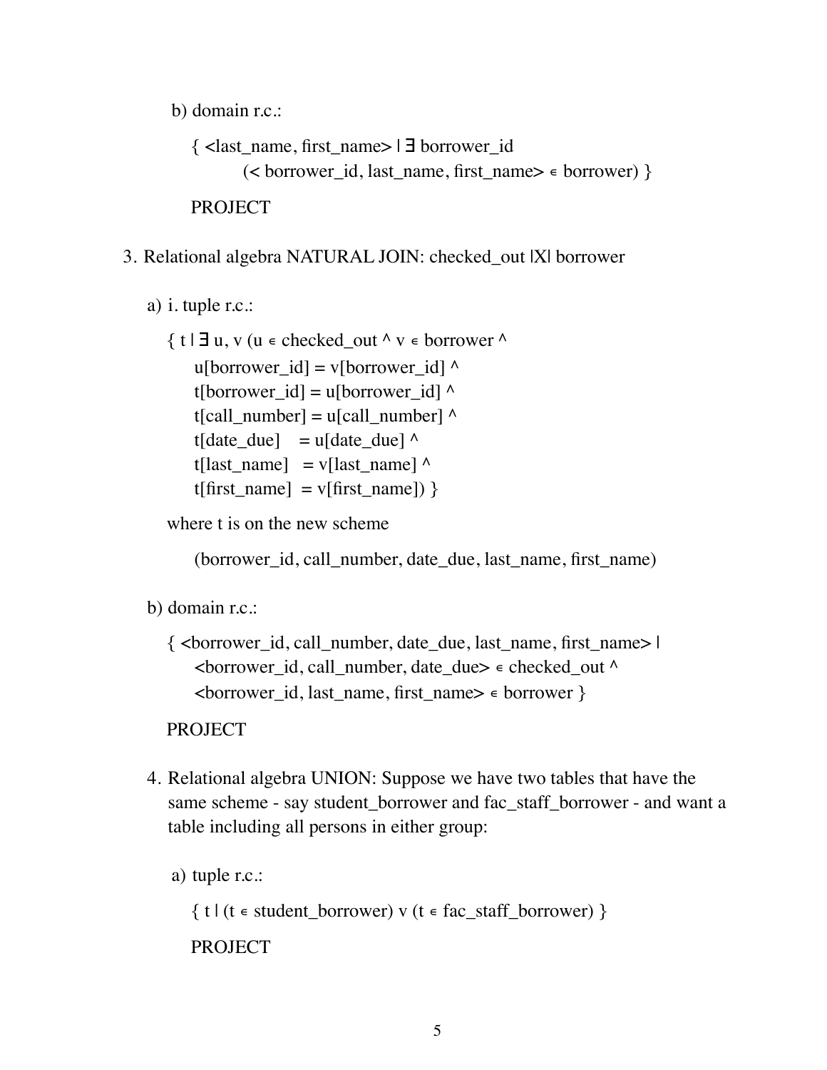b) domain r.c.:

$\{ <\text{last\_name}, \text{first\_name}> \mid \exists\ \text{borrower\_id}$
$(< \text{borrower\_id}, \text{last\_name}, \text{first\_name}> \in \text{borrower}) \}$

PROJECT

3. Relational algebra NATURAL JOIN: checked_out |X| borrower

a) i. tuple r.c.:

$\{ t \mid \exists\ u, v\ (u \in \text{checked\_out} \land v \in \text{borrower} \land$
$u[\text{borrower\_id}] = v[\text{borrower\_id}] \land$
$t[\text{borrower\_id}] = u[\text{borrower\_id}] \land$
$t[\text{call\_number}] = u[\text{call\_number}] \land$
$t[\text{date\_due}] = u[\text{date\_due}] \land$
$t[\text{last\_name}] = v[\text{last\_name}] \land$
$t[\text{first\_name}] = v[\text{first\_name}]) \}$

where t is on the new scheme

(borrower_id, call_number, date_due, last_name, first_name)

b) domain r.c.:

$\{ <\text{borrower\_id}, \text{call\_number}, \text{date\_due}, \text{last\_name}, \text{first\_name}> \mid$
$<\text{borrower\_id}, \text{call\_number}, \text{date\_due}> \in \text{checked\_out} \land$
$<\text{borrower\_id}, \text{last\_name}, \text{first\_name}> \in \text{borrower} \}$

PROJECT

4. Relational algebra UNION: Suppose we have two tables that have the same scheme - say student_borrower and fac_staff_borrower - and want a table including all persons in either group:

a) tuple r.c.:

$\{ t \mid (t \in \text{student\_borrower}) \lor (t \in \text{fac\_staff\_borrower}) \}$

PROJECT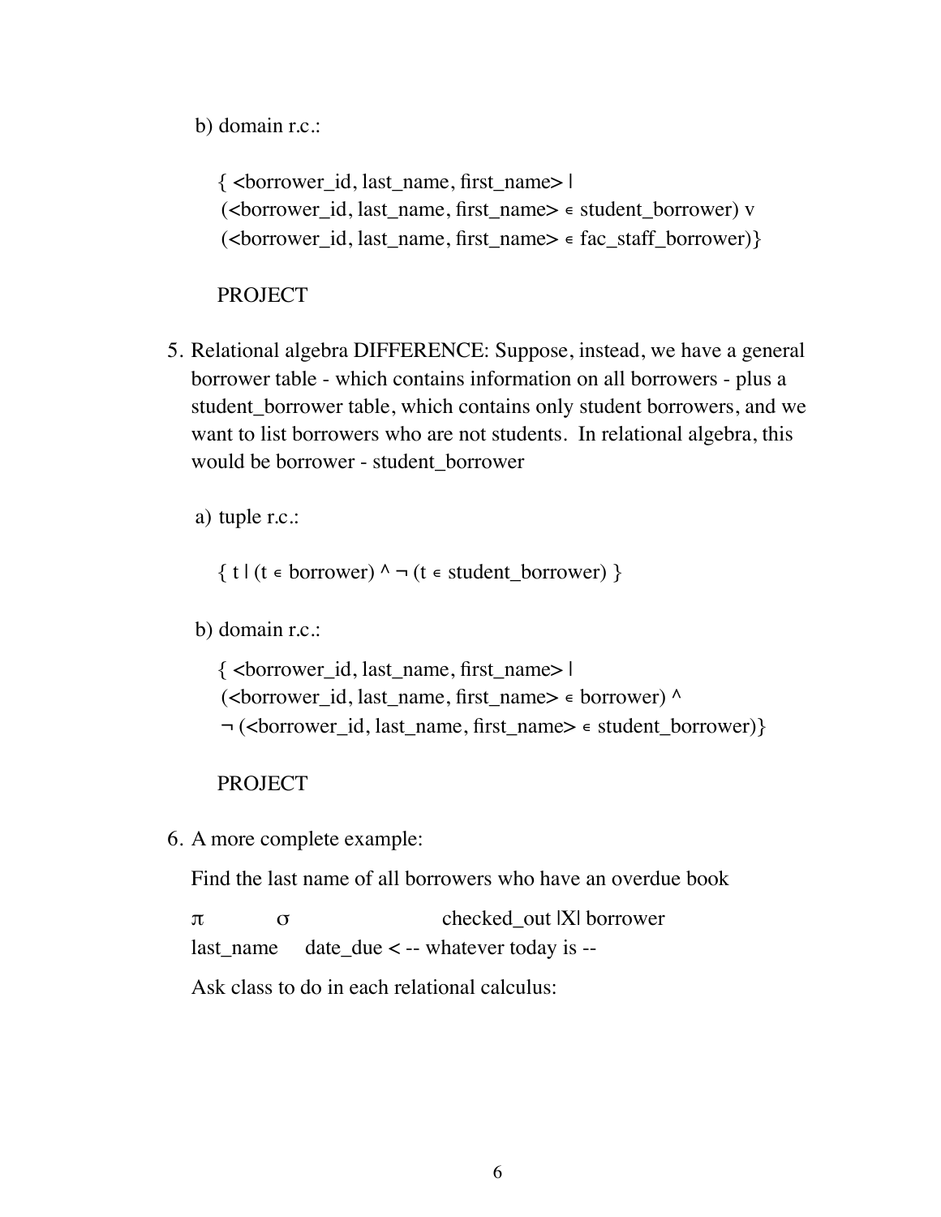b) domain r.c.:

$\{ \langle borrower\_id, last\_name, first\_name \rangle \mid$
$(\langle borrower\_id, last\_name, first\_name \rangle \in student\_borrower) \vee$
$(\langle borrower\_id, last\_name, first\_name \rangle \in fac\_staff\_borrower) \}$

PROJECT

5. Relational algebra DIFFERENCE: Suppose, instead, we have a general borrower table - which contains information on all borrowers - plus a student_borrower table, which contains only student borrowers, and we want to list borrowers who are not students. In relational algebra, this would be borrower - student_borrower

   a) tuple r.c.:

   $\{ t \mid (t \in borrower) \wedge \neg (t \in student\_borrower) \}$

   b) domain r.c.:

   $\{ \langle borrower\_id, last\_name, first\_name \rangle \mid$
   $(\langle borrower\_id, last\_name, first\_name \rangle \in borrower) \wedge$
   $\neg (\langle borrower\_id, last\_name, first\_name \rangle \in student\_borrower) \}$

   PROJECT

6. A more complete example:

   Find the last name of all borrowers who have an overdue book

   $\pi_{last\_name} \; \sigma_{date\_due < \text{-- whatever today is --}} \; checked\_out \; |X| \; borrower$

   Ask class to do in each relational calculus: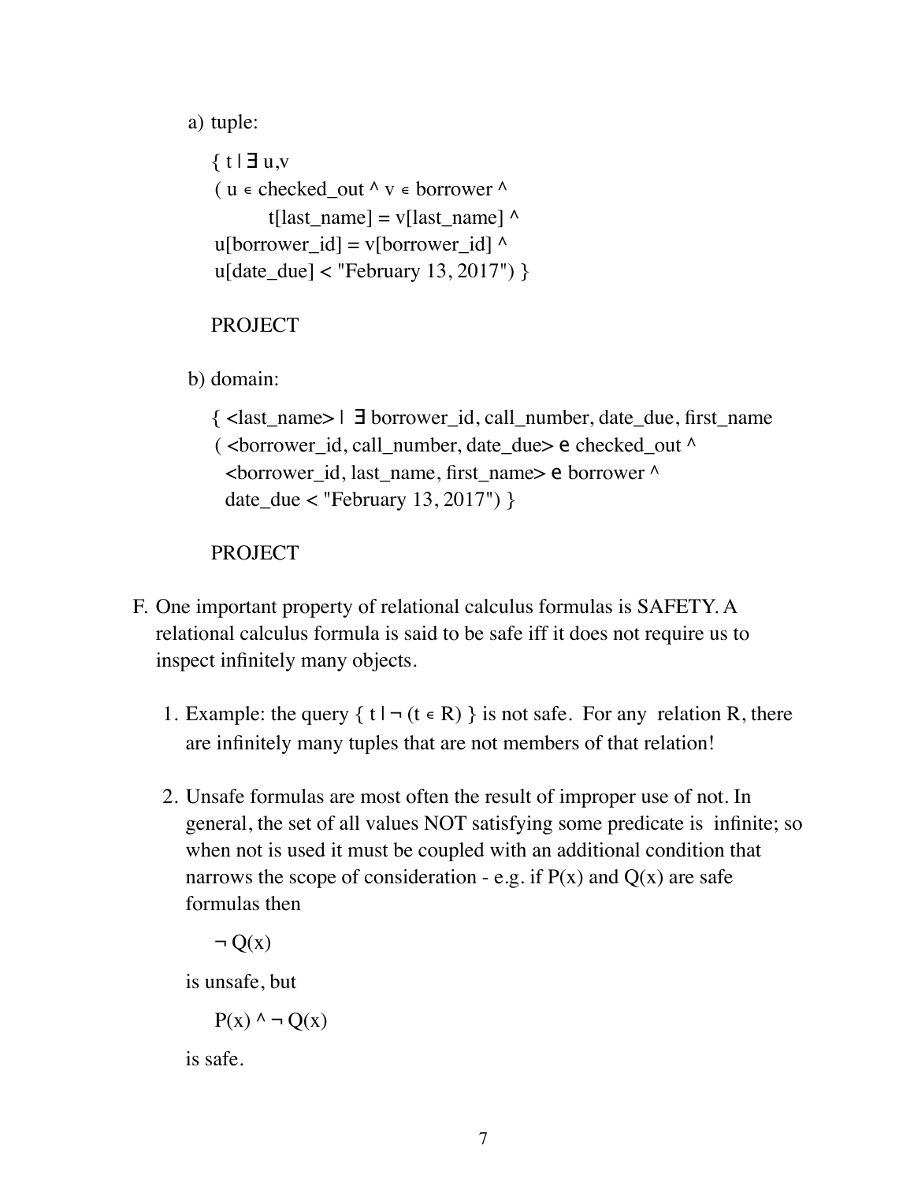a) tuple:

{ t | ∃ u,v
( u ∊ checked_out ^ v ∊ borrower ^
t[last_name] = v[last_name] ^
u[borrower_id] = v[borrower_id] ^
u[date_due] < "February 13, 2017") }

PROJECT

b) domain:

{ <last_name> | ∃ borrower_id, call_number, date_due, first_name
( <borrower_id, call_number, date_due> ∊ checked_out ^
<borrower_id, last_name, first_name> ∊ borrower ^
date_due < "February 13, 2017") }

PROJECT

F. One important property of relational calculus formulas is SAFETY. A relational calculus formula is said to be safe iff it does not require us to inspect infinitely many objects.

1. Example: the query { t | ¬ (t ∊ R) } is not safe. For any relation R, there are infinitely many tuples that are not members of that relation!

2. Unsafe formulas are most often the result of improper use of not. In general, the set of all values NOT satisfying some predicate is infinite; so when not is used it must be coupled with an additional condition that narrows the scope of consideration - e.g. if P(x) and Q(x) are safe formulas then

   ¬ Q(x)

   is unsafe, but

   P(x) ^ ¬ Q(x)

   is safe.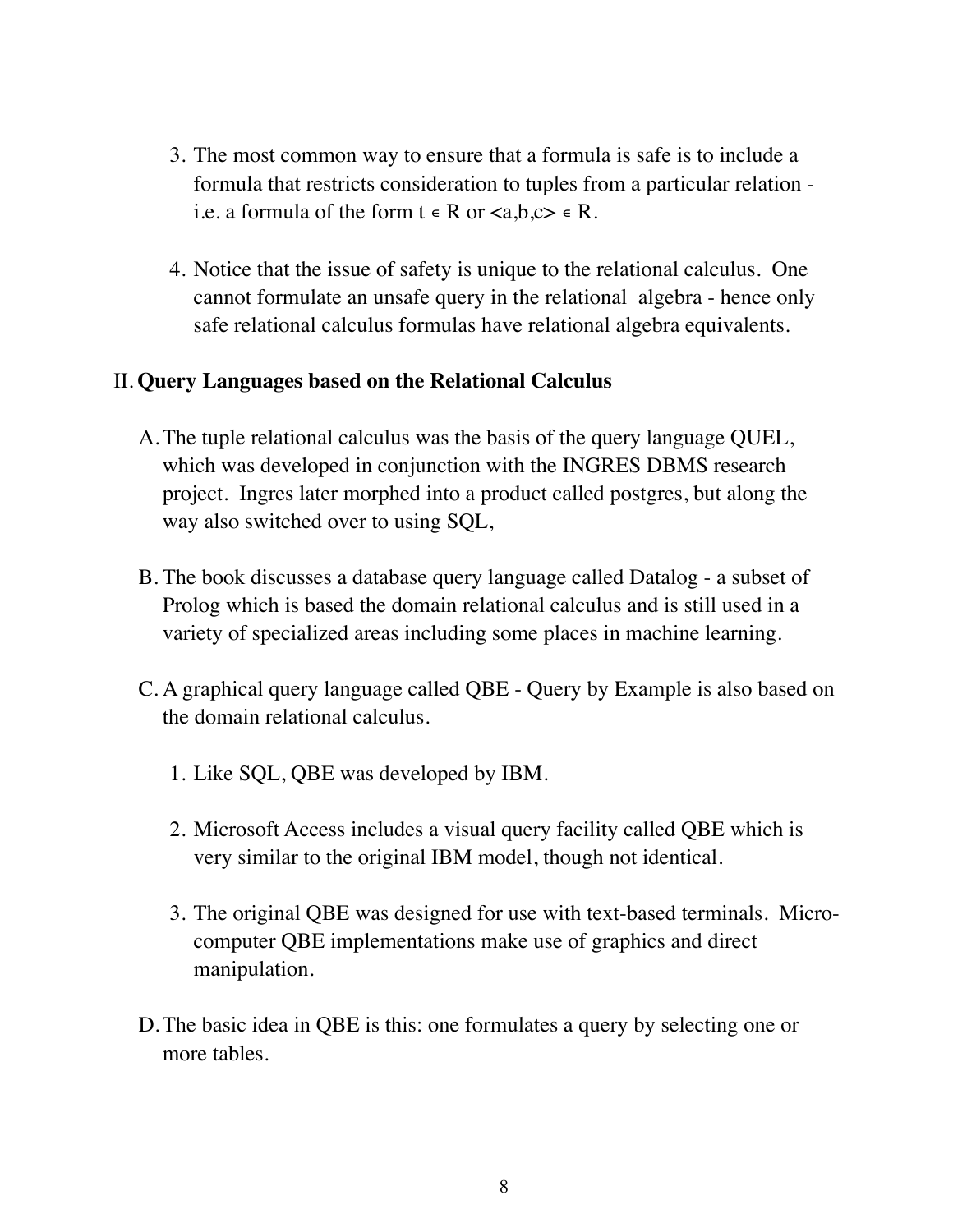3. The most common way to ensure that a formula is safe is to include a formula that restricts consideration to tuples from a particular relation - i.e. a formula of the form $t \in R$ or $<a,b,c> \in R$.

4. Notice that the issue of safety is unique to the relational calculus. One cannot formulate an unsafe query in the relational algebra - hence only safe relational calculus formulas have relational algebra equivalents.

## II. **Query Languages based on the Relational Calculus**

A. The tuple relational calculus was the basis of the query language QUEL, which was developed in conjunction with the INGRES DBMS research project. Ingres later morphed into a product called postgres, but along the way also switched over to using SQL,

B. The book discusses a database query language called Datalog - a subset of Prolog which is based the domain relational calculus and is still used in a variety of specialized areas including some places in machine learning.

C. A graphical query language called QBE - Query by Example is also based on the domain relational calculus.

1. Like SQL, QBE was developed by IBM.

2. Microsoft Access includes a visual query facility called QBE which is very similar to the original IBM model, though not identical.

3. The original QBE was designed for use with text-based terminals. Micro-computer QBE implementations make use of graphics and direct manipulation.

D. The basic idea in QBE is this: one formulates a query by selecting one or more tables.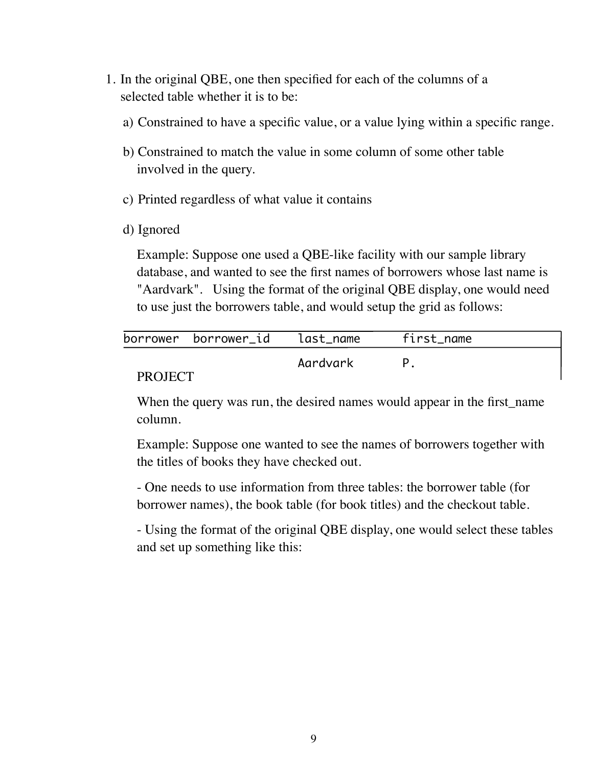1. In the original QBE, one then specified for each of the columns of a selected table whether it is to be:

   a) Constrained to have a specific value, or a value lying within a specific range.

   b) Constrained to match the value in some column of some other table involved in the query.

   c) Printed regardless of what value it contains

   d) Ignored

   Example: Suppose one used a QBE-like facility with our sample library database, and wanted to see the first names of borrowers whose last name is "Aardvark". Using the format of the original QBE display, one would need to use just the borrowers table, and would setup the grid as follows:

| borrower | borrower_id | last_name | first_name |
| --- | --- | --- | --- |
| | | Aardvark | P. |

   PROJECT

   When the query was run, the desired names would appear in the first_name column.

   Example: Suppose one wanted to see the names of borrowers together with the titles of books they have checked out.

   - One needs to use information from three tables: the borrower table (for borrower names), the book table (for book titles) and the checkout table.

   - Using the format of the original QBE display, one would select these tables and set up something like this: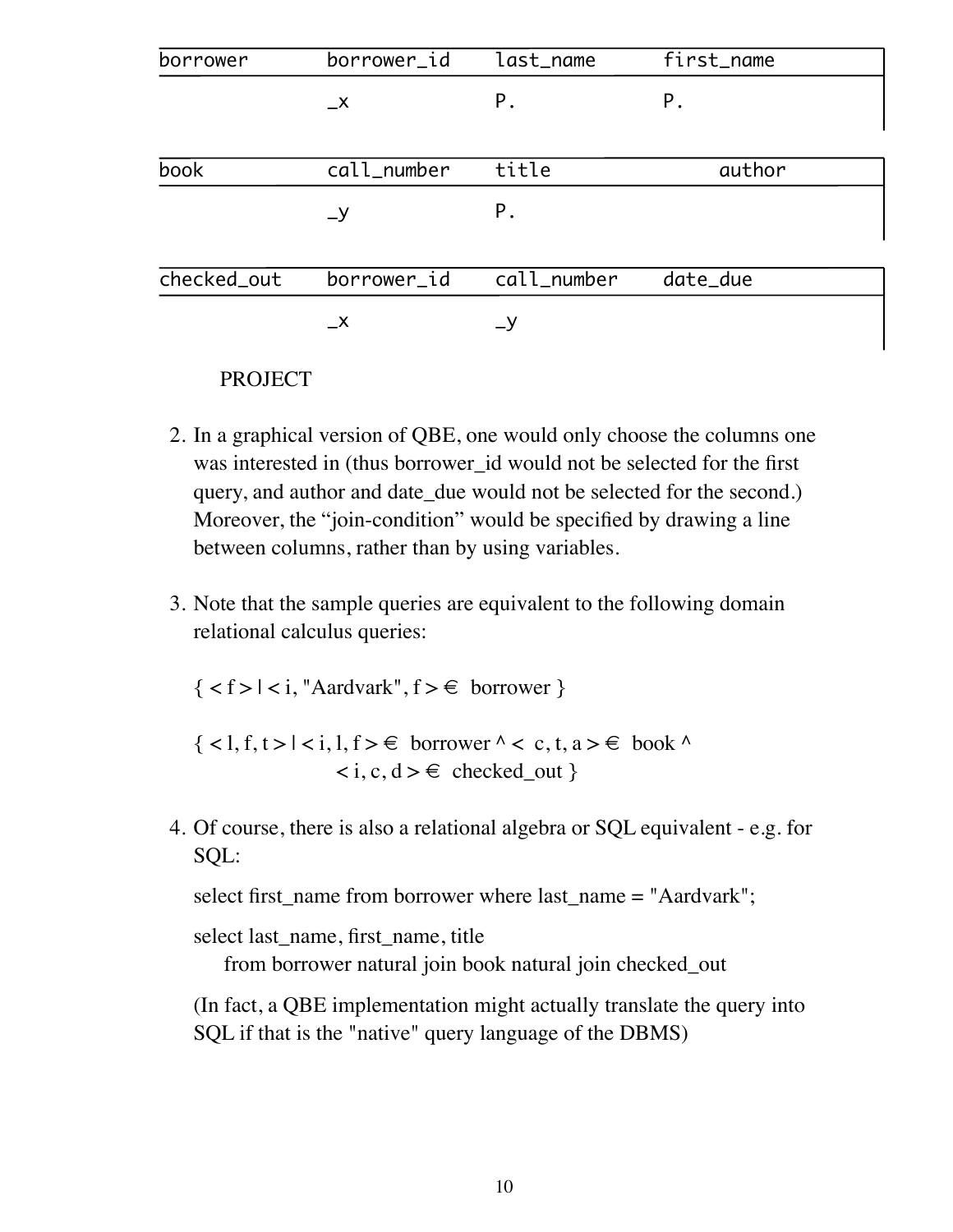| borrower | borrower_id | last_name | first_name |
|---|---|---|---|
| | _x | P. | P. |

| book | call_number | title | author |
|---|---|---|---|
| | _y | P. | |

| checked_out | borrower_id | call_number | date_due |
|---|---|---|---|
| | _x | _y | |

PROJECT

2. In a graphical version of QBE, one would only choose the columns one was interested in (thus borrower_id would not be selected for the first query, and author and date_due would not be selected for the second.) Moreover, the "join-condition" would be specified by drawing a line between columns, rather than by using variables.

3. Note that the sample queries are equivalent to the following domain relational calculus queries:

   $\{ < f > | < i, \text{"Aardvark"}, f > \in \text{ borrower} \}$

   $\{ < l, f, t > | < i, l, f > \in \text{ borrower} \wedge < c, t, a > \in \text{ book} \wedge < i, c, d > \in \text{ checked\_out} \}$

4. Of course, there is also a relational algebra or SQL equivalent - e.g. for SQL:

   select first_name from borrower where last_name = "Aardvark";

   select last_name, first_name, title
   from borrower natural join book natural join checked_out

   (In fact, a QBE implementation might actually translate the query into SQL if that is the "native" query language of the DBMS)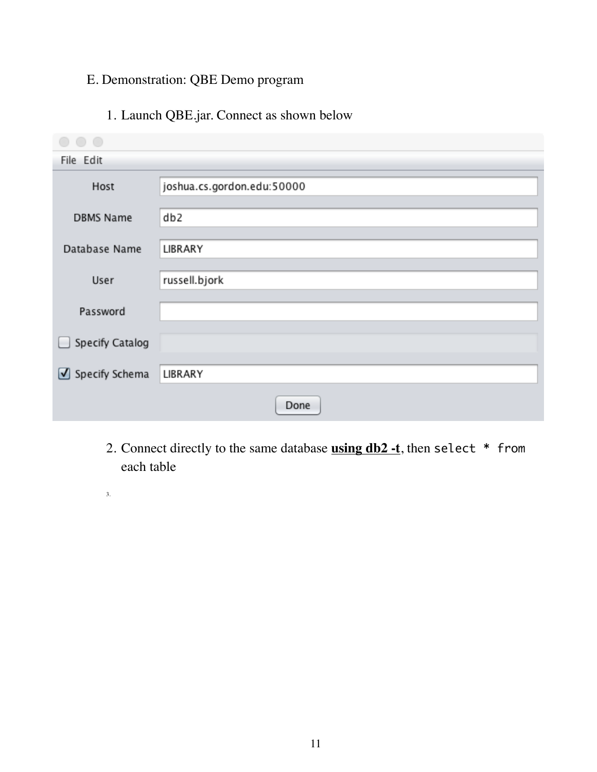E. Demonstration: QBE Demo program

1. Launch QBE.jar. Connect as shown below

| Field | Value |
| --- | --- |
| Host | joshua.cs.gordon.edu:50000 |
| DBMS Name | db2 |
| Database Name | LIBRARY |
| User | russell.bjork |
| Password | |
| ☐ Specify Catalog | |
| ☑ Specify Schema | LIBRARY |

Done

2. Connect directly to the same database **using db2 -t**, then `select * from` each table

3.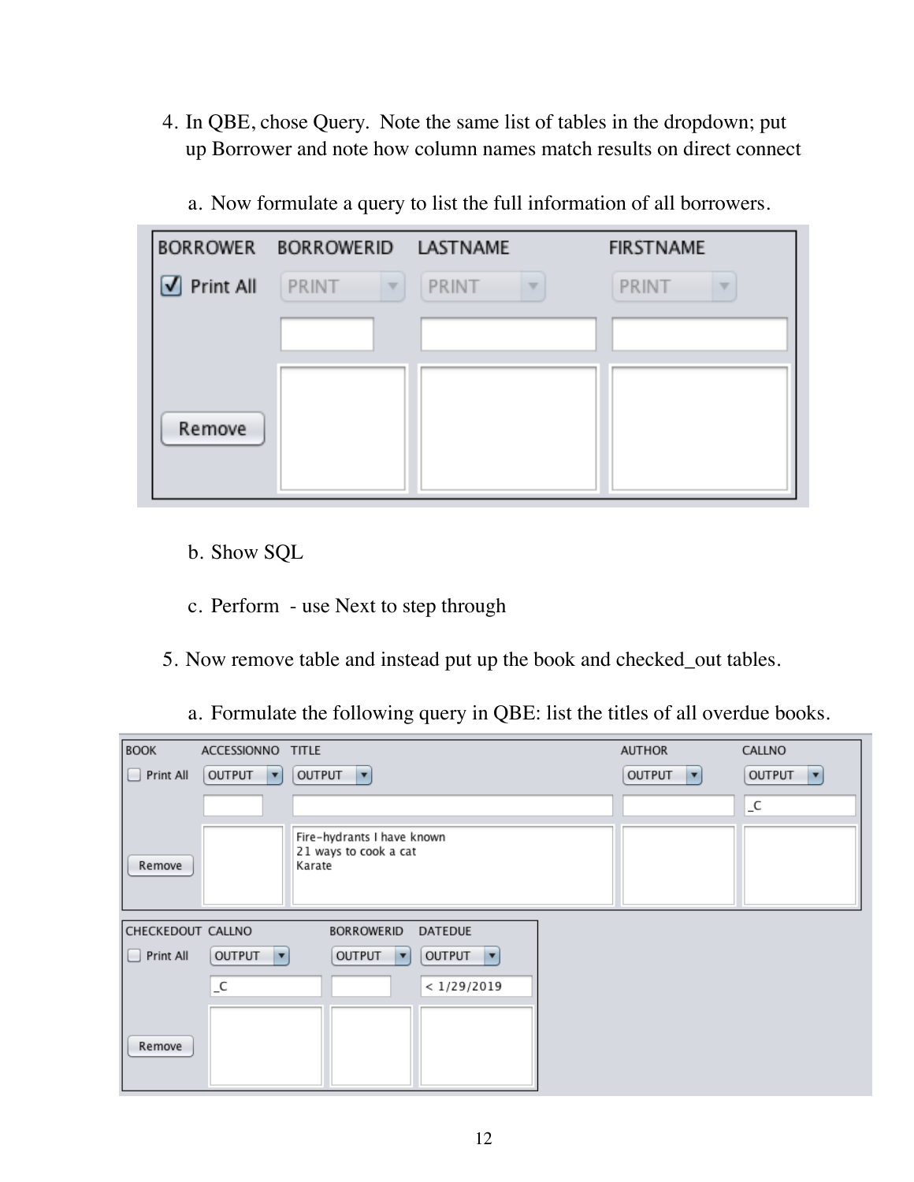4. In QBE, chose Query. Note the same list of tables in the dropdown; put up Borrower and note how column names match results on direct connect

   a. Now formulate a query to list the full information of all borrowers.

| BORROWER | BORROWERID | LASTNAME | FIRSTNAME |
| --- | --- | --- | --- |
| ☑ Print All | PRINT | PRINT | PRINT |
| Remove | | | |

   b. Show SQL

   c. Perform - use Next to step through

5. Now remove table and instead put up the book and checked_out tables.

   a. Formulate the following query in QBE: list the titles of all overdue books.

| BOOK | ACCESSIONNO | TITLE | AUTHOR | CALLNO |
| --- | --- | --- | --- | --- |
| ☐ Print All | OUTPUT | OUTPUT | OUTPUT | OUTPUT |
| | | | | _C |
| Remove | | Fire-hydrants I have known<br>21 ways to cook a cat<br>Karate | | |

| CHECKEDOUT | CALLNO | BORROWERID | DATEDUE |
| --- | --- | --- | --- |
| ☐ Print All | OUTPUT | OUTPUT | OUTPUT |
| | _C | | < 1/29/2019 |
| Remove | | | |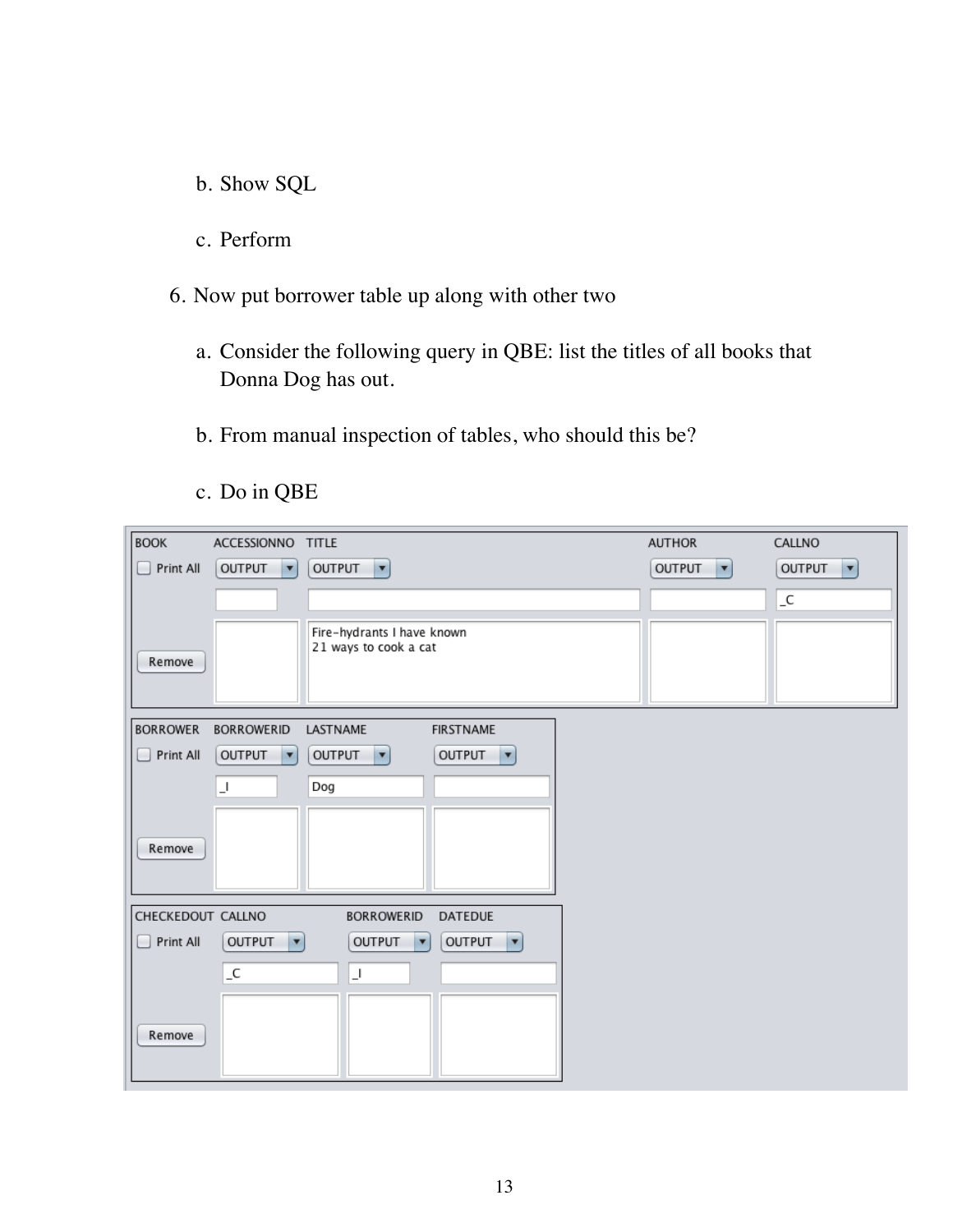b. Show SQL

c. Perform

6. Now put borrower table up along with other two

   a. Consider the following query in QBE: list the titles of all books that Donna Dog has out.

   b. From manual inspection of tables, who should this be?

   c. Do in QBE

| BOOK | ACCESSIONNO | TITLE | AUTHOR | CALLNO |
|---|---|---|---|---|
| Print All | OUTPUT | OUTPUT | OUTPUT | OUTPUT |
| | | | | _C |
| Remove | | Fire-hydrants I have known<br>21 ways to cook a cat | | |

| BORROWER | BORROWERID | LASTNAME | FIRSTNAME |
|---|---|---|---|
| Print All | OUTPUT | OUTPUT | OUTPUT |
| | _I | Dog | |
| Remove | | | |

| CHECKEDOUT | CALLNO | BORROWERID | DATEDUE |
|---|---|---|---|
| Print All | OUTPUT | OUTPUT | OUTPUT |
| | _C | _I | |
| Remove | | | |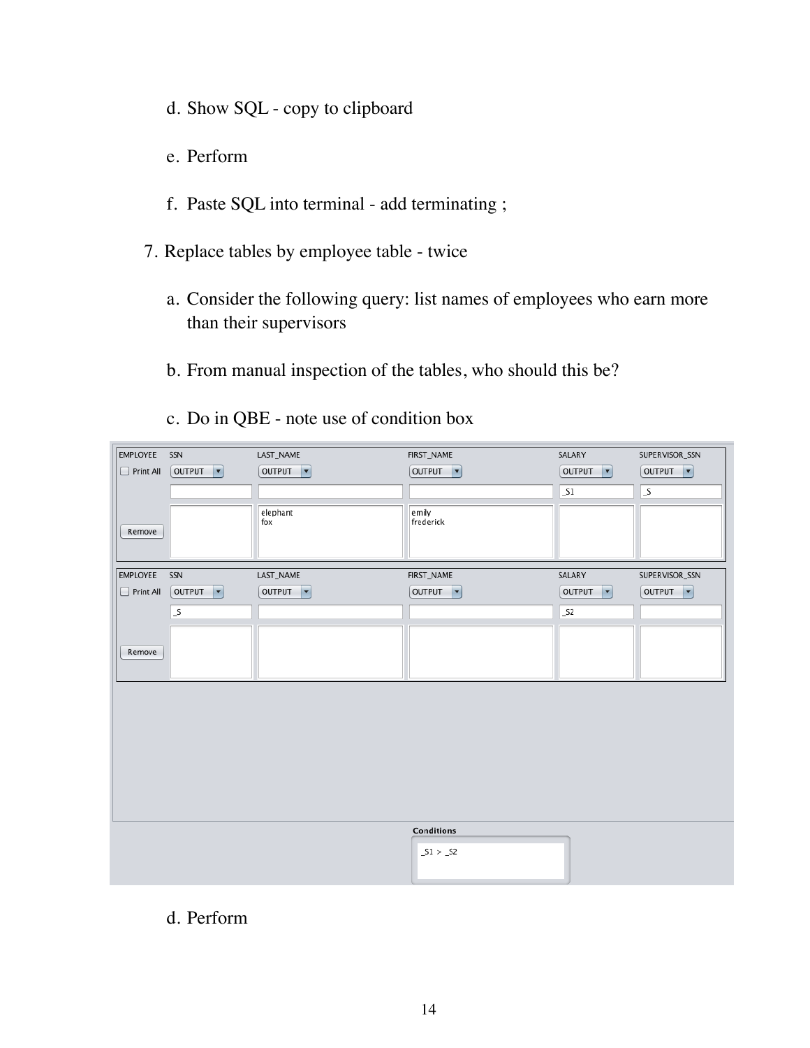d. Show SQL - copy to clipboard

e. Perform

f. Paste SQL into terminal - add terminating ;

7. Replace tables by employee table - twice

a. Consider the following query: list names of employees who earn more than their supervisors

b. From manual inspection of the tables, who should this be?

c. Do in QBE - note use of condition box

| EMPLOYEE | SSN | LAST_NAME | FIRST_NAME | SALARY | SUPERVISOR_SSN |
|---|---|---|---|---|---|
| Print All | OUTPUT | OUTPUT | OUTPUT | OUTPUT | OUTPUT |
| | | | | _S1 | _S |
| Remove | | elephant<br>fox | emily<br>frederick | | |

| EMPLOYEE | SSN | LAST_NAME | FIRST_NAME | SALARY | SUPERVISOR_SSN |
|---|---|---|---|---|---|
| Print All | OUTPUT | OUTPUT | OUTPUT | OUTPUT | OUTPUT |
| | _S | | | _S2 | |
| Remove | | | | | |

**Conditions**

_S1 > _S2

d. Perform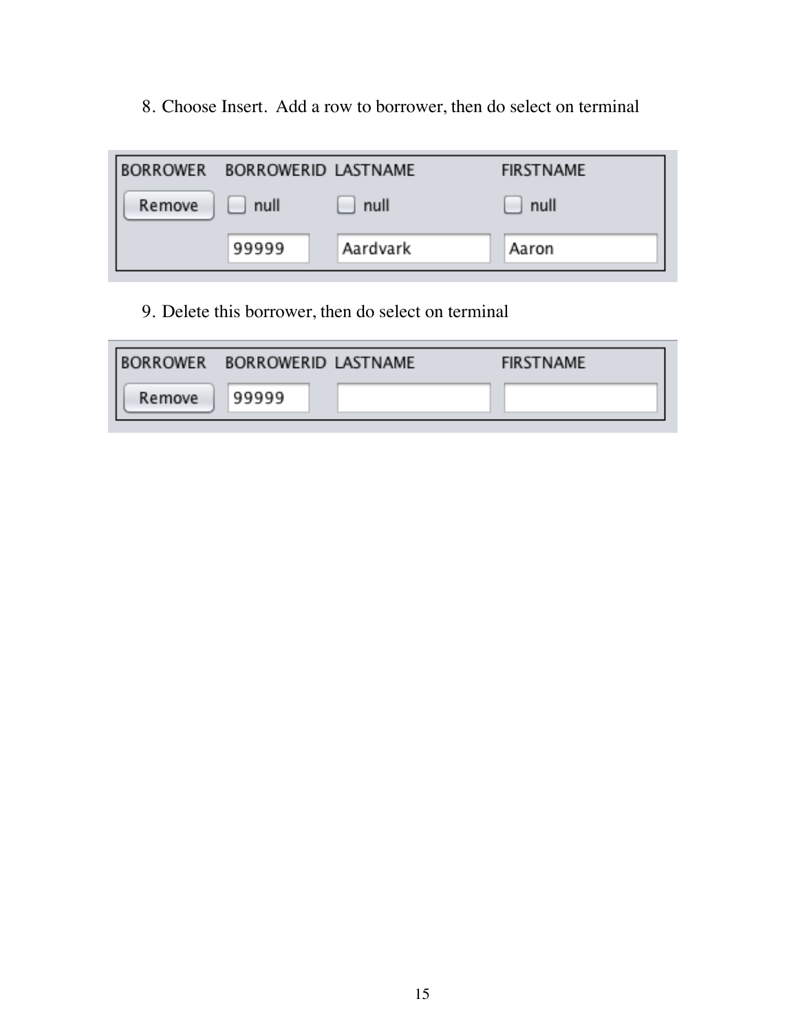8. Choose Insert. Add a row to borrower, then do select on terminal

| BORROWER | BORROWERID | LASTNAME | FIRSTNAME |
|---|---|---|---|
| Remove | null | null | null |
| | 99999 | Aardvark | Aaron |

9. Delete this borrower, then do select on terminal

| BORROWER | BORROWERID | LASTNAME | FIRSTNAME |
|---|---|---|---|
| Remove | 99999 | | |